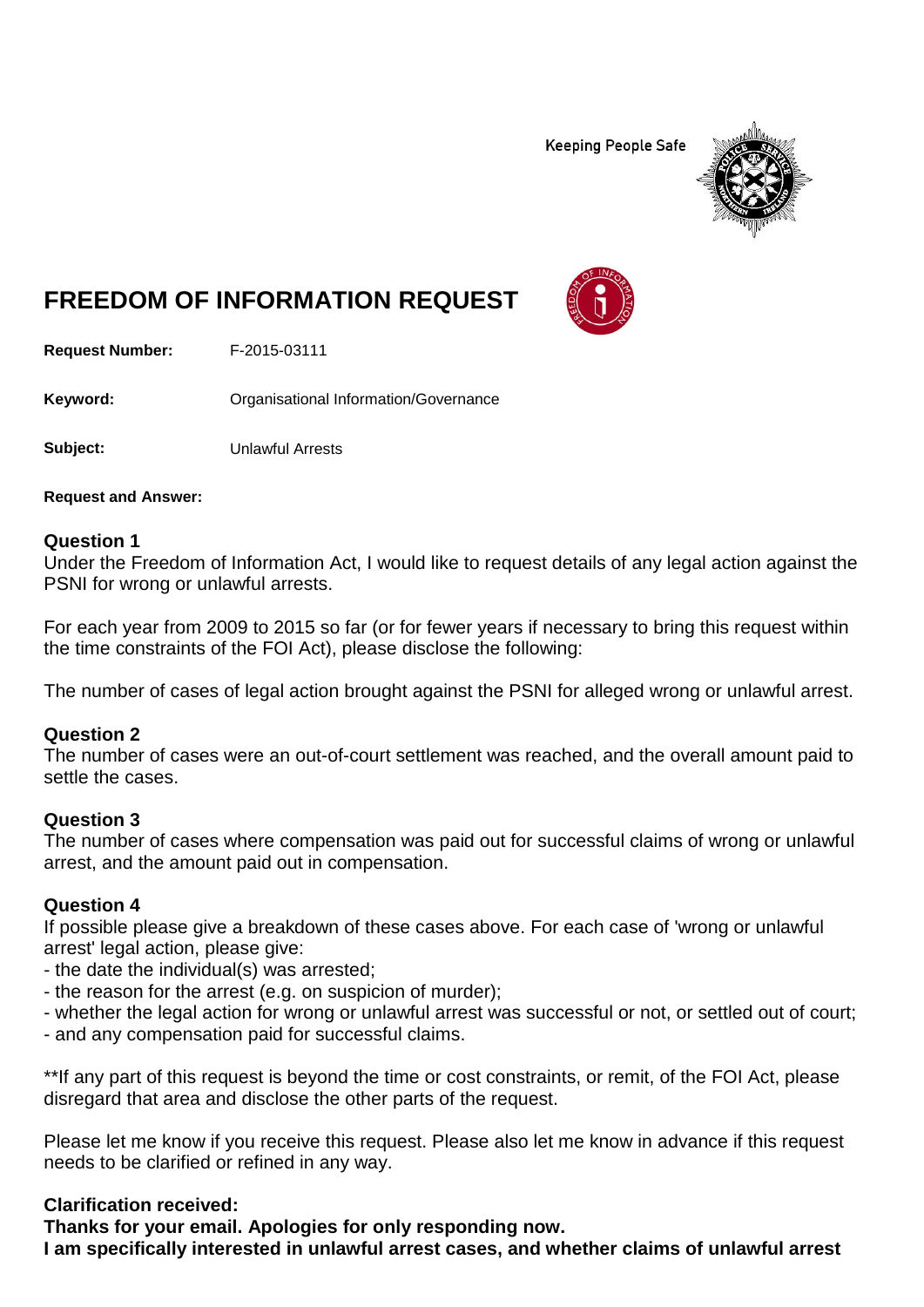Keeping People Safe

# FREEDOM OF INFORMATION REQUEST

**Request Number:** F-2015-03111

**Keyword:** Organisational Information/Governance

**Subject:** Unlawful Arrests

**Request and Answer:**

### Question 1

Under the Freedom of Information Act, I would like to request details of any legal action against the PSNI for wrong or unlawful arrests.

For each year from 2009 to 2015 so far (or for fewer years if necessary to bring this request within the time constraints of the FOI Act), please disclose the following:

The number of cases of legal action brought against the PSNI for alleged wrong or unlawful arrest.

### Question 2

The number of cases were an out-of-court settlement was reached, and the overall amount paid to settle the cases.

### Question 3

The number of cases where compensation was paid out for successful claims of wrong or unlawful arrest, and the amount paid out in compensation.

### Question 4

If possible please give a breakdown of these cases above. For each case of 'wrong or unlawful arrest' legal action, please give:

- the date the individual(s) was arrested;
- the reason for the arrest (e.g. on suspicion of murder);
- whether the legal action for wrong or unlawful arrest was successful or not, or settled out of court;
- and any compensation paid for successful claims.

**If any part of this request is beyond the time or cost constraints, or remit, of the FOI Act, please disregard that area and disclose the other parts of the request.

Please let me know if you receive this request. Please also let me know in advance if this request needs to be clarified or refined in any way.

**Clarification received:**
**Thanks for your email. Apologies for only responding now.**
**I am specifically interested in unlawful arrest cases, and whether claims of unlawful arrest**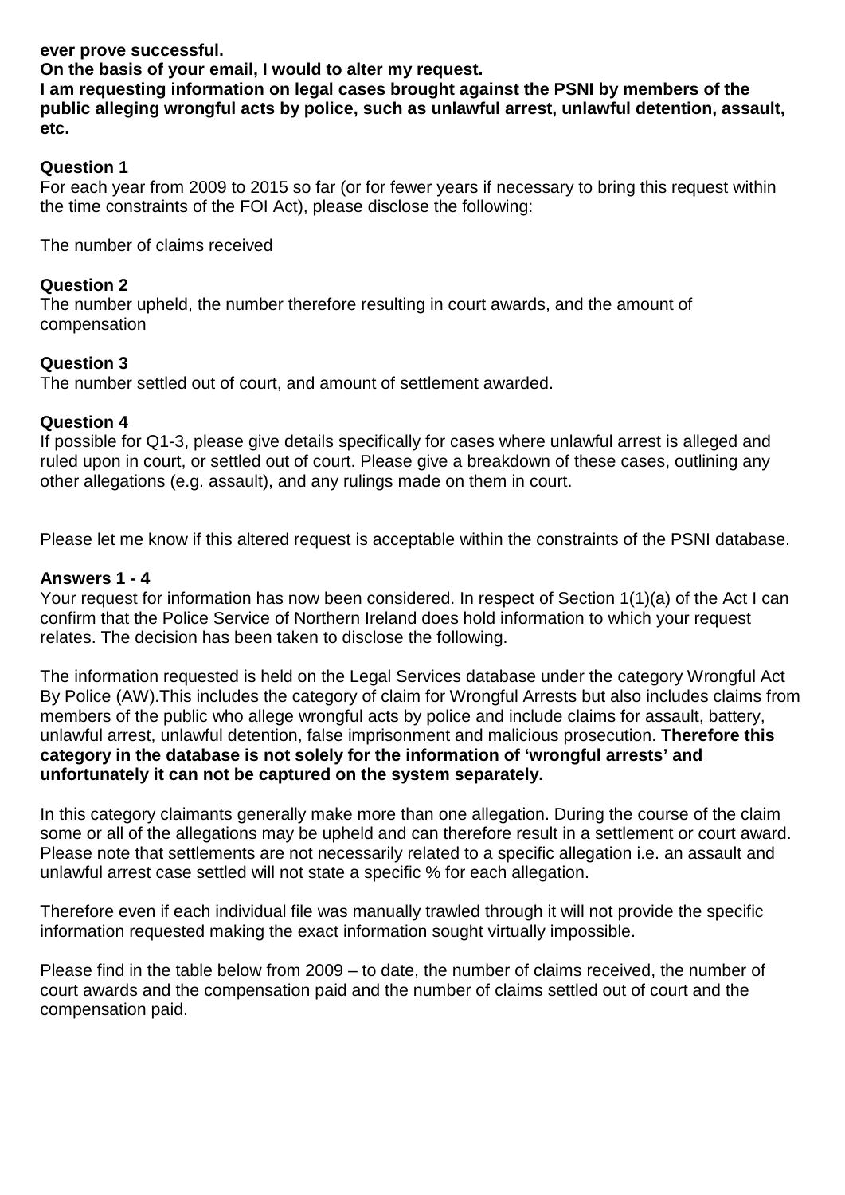**ever prove successful.**
**On the basis of your email, I would to alter my request.**
**I am requesting information on legal cases brought against the PSNI by members of the public alleging wrongful acts by police, such as unlawful arrest, unlawful detention, assault, etc.**

**Question 1**
For each year from 2009 to 2015 so far (or for fewer years if necessary to bring this request within the time constraints of the FOI Act), please disclose the following:

The number of claims received

**Question 2**
The number upheld, the number therefore resulting in court awards, and the amount of compensation

**Question 3**
The number settled out of court, and amount of settlement awarded.

**Question 4**
If possible for Q1-3, please give details specifically for cases where unlawful arrest is alleged and ruled upon in court, or settled out of court. Please give a breakdown of these cases, outlining any other allegations (e.g. assault), and any rulings made on them in court.

Please let me know if this altered request is acceptable within the constraints of the PSNI database.

**Answers 1 - 4**
Your request for information has now been considered. In respect of Section 1(1)(a) of the Act I can confirm that the Police Service of Northern Ireland does hold information to which your request relates. The decision has been taken to disclose the following.

The information requested is held on the Legal Services database under the category Wrongful Act By Police (AW).This includes the category of claim for Wrongful Arrests but also includes claims from members of the public who allege wrongful acts by police and include claims for assault, battery, unlawful arrest, unlawful detention, false imprisonment and malicious prosecution. **Therefore this category in the database is not solely for the information of 'wrongful arrests' and unfortunately it can not be captured on the system separately.**

In this category claimants generally make more than one allegation. During the course of the claim some or all of the allegations may be upheld and can therefore result in a settlement or court award. Please note that settlements are not necessarily related to a specific allegation i.e. an assault and unlawful arrest case settled will not state a specific % for each allegation.

Therefore even if each individual file was manually trawled through it will not provide the specific information requested making the exact information sought virtually impossible.

Please find in the table below from 2009 – to date, the number of claims received, the number of court awards and the compensation paid and the number of claims settled out of court and the compensation paid.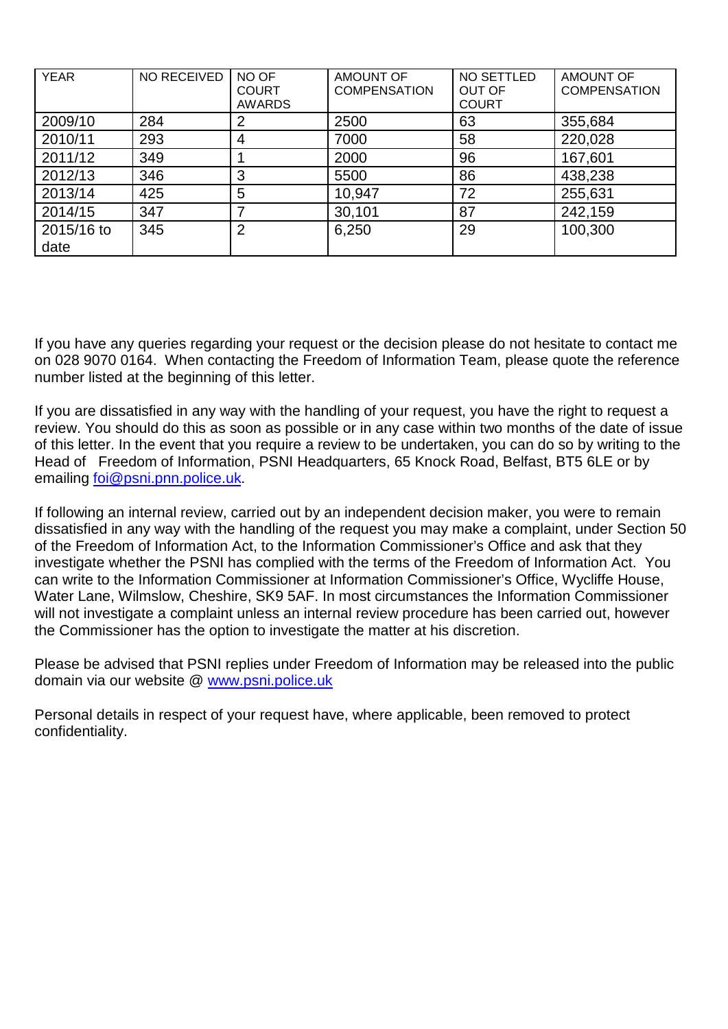| YEAR | NO RECEIVED | NO OF COURT AWARDS | AMOUNT OF COMPENSATION | NO SETTLED OUT OF COURT | AMOUNT OF COMPENSATION |
|---|---|---|---|---|---|
| 2009/10 | 284 | 2 | 2500 | 63 | 355,684 |
| 2010/11 | 293 | 4 | 7000 | 58 | 220,028 |
| 2011/12 | 349 | 1 | 2000 | 96 | 167,601 |
| 2012/13 | 346 | 3 | 5500 | 86 | 438,238 |
| 2013/14 | 425 | 5 | 10,947 | 72 | 255,631 |
| 2014/15 | 347 | 7 | 30,101 | 87 | 242,159 |
| 2015/16 to date | 345 | 2 | 6,250 | 29 | 100,300 |

If you have any queries regarding your request or the decision please do not hesitate to contact me on 028 9070 0164. When contacting the Freedom of Information Team, please quote the reference number listed at the beginning of this letter.

If you are dissatisfied in any way with the handling of your request, you have the right to request a review. You should do this as soon as possible or in any case within two months of the date of issue of this letter. In the event that you require a review to be undertaken, you can do so by writing to the Head of Freedom of Information, PSNI Headquarters, 65 Knock Road, Belfast, BT5 6LE or by emailing foi@psni.pnn.police.uk.

If following an internal review, carried out by an independent decision maker, you were to remain dissatisfied in any way with the handling of the request you may make a complaint, under Section 50 of the Freedom of Information Act, to the Information Commissioner's Office and ask that they investigate whether the PSNI has complied with the terms of the Freedom of Information Act. You can write to the Information Commissioner at Information Commissioner's Office, Wycliffe House, Water Lane, Wilmslow, Cheshire, SK9 5AF. In most circumstances the Information Commissioner will not investigate a complaint unless an internal review procedure has been carried out, however the Commissioner has the option to investigate the matter at his discretion.

Please be advised that PSNI replies under Freedom of Information may be released into the public domain via our website @ www.psni.police.uk

Personal details in respect of your request have, where applicable, been removed to protect confidentiality.